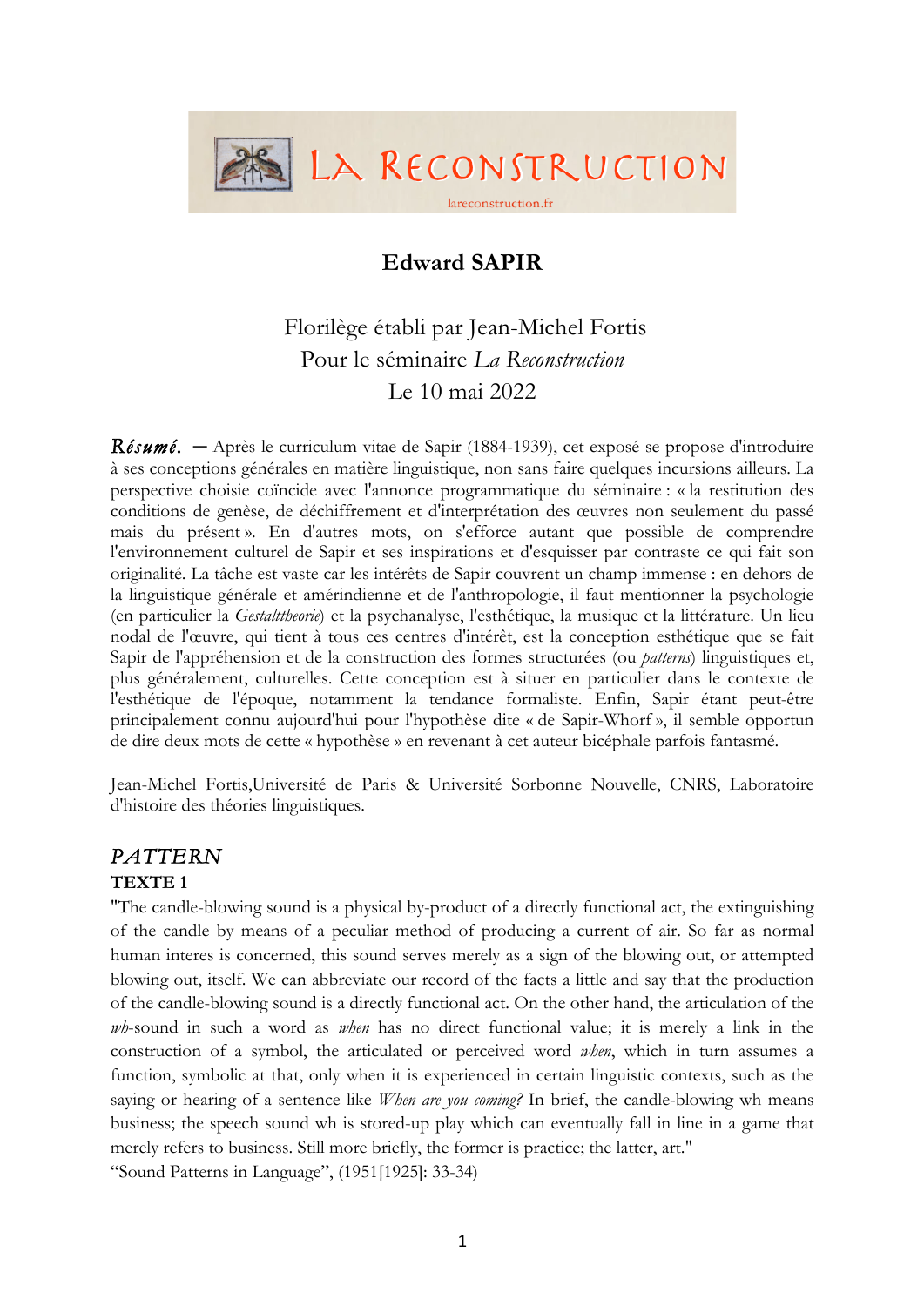LA RECONSTRUCTION

lareconstruction.fr

# Edward SAPIR

Florilège établi par Jean-Michel Fortis
Pour le séminaire *La Reconstruction*
Le 10 mai 2022

***Résumé.*** — Après le curriculum vitae de Sapir (1884-1939), cet exposé se propose d'introduire à ses conceptions générales en matière linguistique, non sans faire quelques incursions ailleurs. La perspective choisie coïncide avec l'annonce programmatique du séminaire : « la restitution des conditions de genèse, de déchiffrement et d'interprétation des œuvres non seulement du passé mais du présent ». En d'autres mots, on s'efforce autant que possible de comprendre l'environnement culturel de Sapir et ses inspirations et d'esquisser par contraste ce qui fait son originalité. La tâche est vaste car les intérêts de Sapir couvrent un champ immense : en dehors de la linguistique générale et amérindienne et de l'anthropologie, il faut mentionner la psychologie (en particulier la *Gestalttheorie*) et la psychanalyse, l'esthétique, la musique et la littérature. Un lieu nodal de l'œuvre, qui tient à tous ces centres d'intérêt, est la conception esthétique que se fait Sapir de l'appréhension et de la construction des formes structurées (ou *patterns*) linguistiques et, plus généralement, culturelles. Cette conception est à situer en particulier dans le contexte de l'esthétique de l'époque, notamment la tendance formaliste. Enfin, Sapir étant peut-être principalement connu aujourd'hui pour l'hypothèse dite « de Sapir-Whorf », il semble opportun de dire deux mots de cette « hypothèse » en revenant à cet auteur bicéphale parfois fantasmé.

Jean-Michel Fortis,Université de Paris & Université Sorbonne Nouvelle, CNRS, Laboratoire d'histoire des théories linguistiques.

## *PATTERN*

### TEXTE 1

"The candle-blowing sound is a physical by-product of a directly functional act, the extinguishing of the candle by means of a peculiar method of producing a current of air. So far as normal human interes is concerned, this sound serves merely as a sign of the blowing out, or attempted blowing out, itself. We can abbreviate our record of the facts a little and say that the production of the candle-blowing sound is a directly functional act. On the other hand, the articulation of the *wh*-sound in such a word as *when* has no direct functional value; it is merely a link in the construction of a symbol, the articulated or perceived word *when*, which in turn assumes a function, symbolic at that, only when it is experienced in certain linguistic contexts, such as the saying or hearing of a sentence like *When are you coming?* In brief, the candle-blowing wh means business; the speech sound wh is stored-up play which can eventually fall in line in a game that merely refers to business. Still more briefly, the former is practice; the latter, art."
"Sound Patterns in Language", (1951[1925]: 33-34)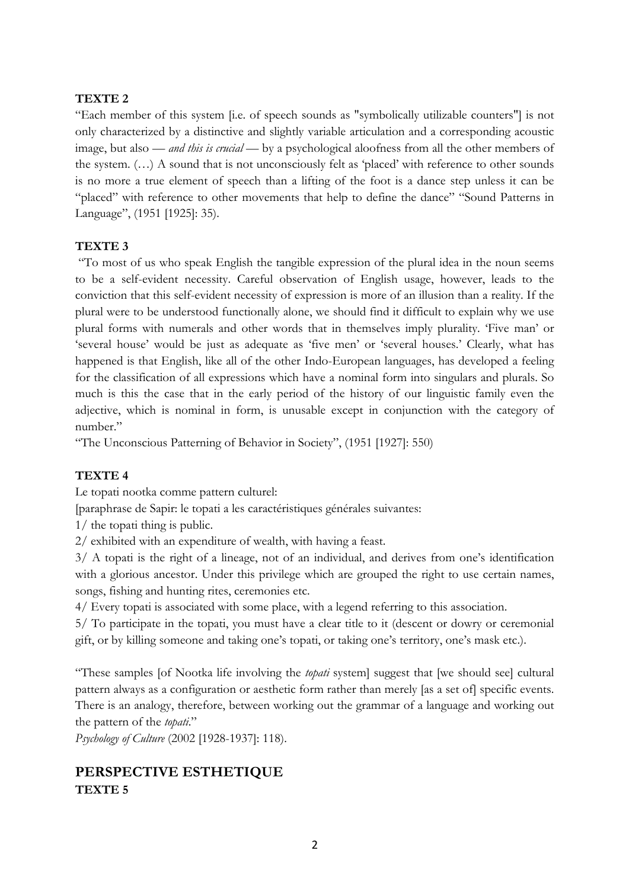**TEXTE 2**

"Each member of this system [i.e. of speech sounds as "symbolically utilizable counters"] is not only characterized by a distinctive and slightly variable articulation and a corresponding acoustic image, but also — *and this is crucial* — by a psychological aloofness from all the other members of the system. (…) A sound that is not unconsciously felt as 'placed' with reference to other sounds is no more a true element of speech than a lifting of the foot is a dance step unless it can be "placed" with reference to other movements that help to define the dance" "Sound Patterns in Language", (1951 [1925]: 35).

**TEXTE 3**

"To most of us who speak English the tangible expression of the plural idea in the noun seems to be a self-evident necessity. Careful observation of English usage, however, leads to the conviction that this self-evident necessity of expression is more of an illusion than a reality. If the plural were to be understood functionally alone, we should find it difficult to explain why we use plural forms with numerals and other words that in themselves imply plurality. 'Five man' or 'several house' would be just as adequate as 'five men' or 'several houses.' Clearly, what has happened is that English, like all of the other Indo-European languages, has developed a feeling for the classification of all expressions which have a nominal form into singulars and plurals. So much is this the case that in the early period of the history of our linguistic family even the adjective, which is nominal in form, is unusable except in conjunction with the category of number."

"The Unconscious Patterning of Behavior in Society", (1951 [1927]: 550)

**TEXTE 4**

Le topati nootka comme pattern culturel:

[paraphrase de Sapir: le topati a les caractéristiques générales suivantes:

1/ the topati thing is public.

2/ exhibited with an expenditure of wealth, with having a feast.

3/ A topati is the right of a lineage, not of an individual, and derives from one's identification with a glorious ancestor. Under this privilege which are grouped the right to use certain names, songs, fishing and hunting rites, ceremonies etc.

4/ Every topati is associated with some place, with a legend referring to this association.

5/ To participate in the topati, you must have a clear title to it (descent or dowry or ceremonial gift, or by killing someone and taking one's topati, or taking one's territory, one's mask etc.).

"These samples [of Nootka life involving the *topati* system] suggest that [we should see] cultural pattern always as a configuration or aesthetic form rather than merely [as a set of] specific events. There is an analogy, therefore, between working out the grammar of a language and working out the pattern of the *topati*."

*Psychology of Culture* (2002 [1928-1937]: 118).

## PERSPECTIVE ESTHETIQUE

**TEXTE 5**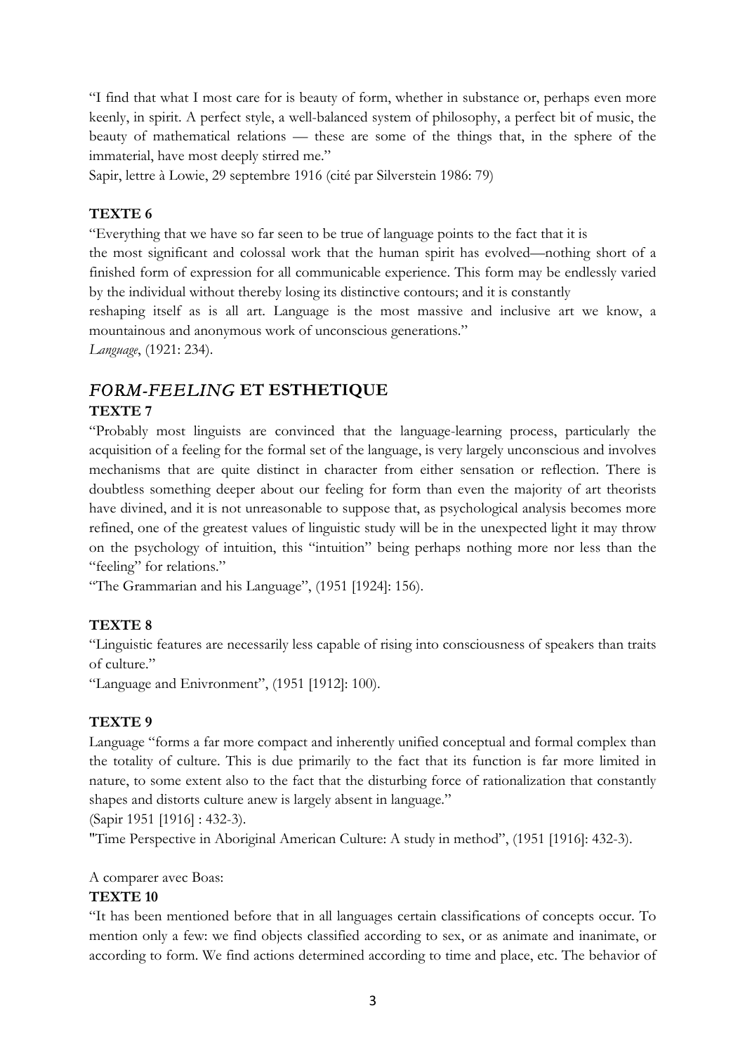"I find that what I most care for is beauty of form, whether in substance or, perhaps even more keenly, in spirit. A perfect style, a well-balanced system of philosophy, a perfect bit of music, the beauty of mathematical relations — these are some of the things that, in the sphere of the immaterial, have most deeply stirred me."

Sapir, lettre à Lowie, 29 septembre 1916 (cité par Silverstein 1986: 79)

**TEXTE 6**

"Everything that we have so far seen to be true of language points to the fact that it is the most significant and colossal work that the human spirit has evolved—nothing short of a finished form of expression for all communicable experience. This form may be endlessly varied by the individual without thereby losing its distinctive contours; and it is constantly reshaping itself as is all art. Language is the most massive and inclusive art we know, a mountainous and anonymous work of unconscious generations."

*Language*, (1921: 234).

## *FORM-FEELING* ET ESTHETIQUE

**TEXTE 7**

"Probably most linguists are convinced that the language-learning process, particularly the acquisition of a feeling for the formal set of the language, is very largely unconscious and involves mechanisms that are quite distinct in character from either sensation or reflection. There is doubtless something deeper about our feeling for form than even the majority of art theorists have divined, and it is not unreasonable to suppose that, as psychological analysis becomes more refined, one of the greatest values of linguistic study will be in the unexpected light it may throw on the psychology of intuition, this "intuition" being perhaps nothing more nor less than the "feeling" for relations."

"The Grammarian and his Language", (1951 [1924]: 156).

**TEXTE 8**

"Linguistic features are necessarily less capable of rising into consciousness of speakers than traits of culture."

"Language and Enivronment", (1951 [1912]: 100).

**TEXTE 9**

Language "forms a far more compact and inherently unified conceptual and formal complex than the totality of culture. This is due primarily to the fact that its function is far more limited in nature, to some extent also to the fact that the disturbing force of rationalization that constantly shapes and distorts culture anew is largely absent in language."

(Sapir 1951 [1916] : 432-3).

"Time Perspective in Aboriginal American Culture: A study in method", (1951 [1916]: 432-3).

A comparer avec Boas:

**TEXTE 10**

"It has been mentioned before that in all languages certain classifications of concepts occur. To mention only a few: we find objects classified according to sex, or as animate and inanimate, or according to form. We find actions determined according to time and place, etc. The behavior of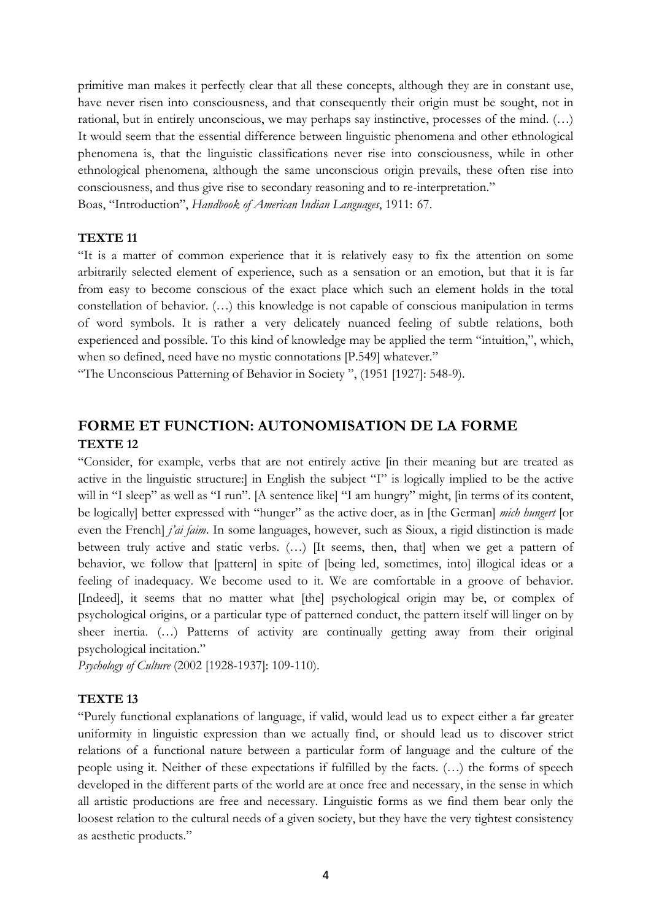primitive man makes it perfectly clear that all these concepts, although they are in constant use, have never risen into consciousness, and that consequently their origin must be sought, not in rational, but in entirely unconscious, we may perhaps say instinctive, processes of the mind. (…) It would seem that the essential difference between linguistic phenomena and other ethnological phenomena is, that the linguistic classifications never rise into consciousness, while in other ethnological phenomena, although the same unconscious origin prevails, these often rise into consciousness, and thus give rise to secondary reasoning and to re-interpretation."
Boas, "Introduction", *Handbook of American Indian Languages*, 1911: 67.

**TEXTE 11**

"It is a matter of common experience that it is relatively easy to fix the attention on some arbitrarily selected element of experience, such as a sensation or an emotion, but that it is far from easy to become conscious of the exact place which such an element holds in the total constellation of behavior. (…) this knowledge is not capable of conscious manipulation in terms of word symbols. It is rather a very delicately nuanced feeling of subtle relations, both experienced and possible. To this kind of knowledge may be applied the term "intuition,", which, when so defined, need have no mystic connotations [P.549] whatever."
"The Unconscious Patterning of Behavior in Society ", (1951 [1927]: 548-9).

## FORME ET FUNCTION: AUTONOMISATION DE LA FORME

**TEXTE 12**

"Consider, for example, verbs that are not entirely active [in their meaning but are treated as active in the linguistic structure:] in English the subject "I" is logically implied to be the active will in "I sleep" as well as "I run". [A sentence like] "I am hungry" might, [in terms of its content, be logically] better expressed with "hunger" as the active doer, as in [the German] *mich hungert* [or even the French] *j'ai faim*. In some languages, however, such as Sioux, a rigid distinction is made between truly active and static verbs. (…) [It seems, then, that] when we get a pattern of behavior, we follow that [pattern] in spite of [being led, sometimes, into] illogical ideas or a feeling of inadequacy. We become used to it. We are comfortable in a groove of behavior. [Indeed], it seems that no matter what [the] psychological origin may be, or complex of psychological origins, or a particular type of patterned conduct, the pattern itself will linger on by sheer inertia. (…) Patterns of activity are continually getting away from their original psychological incitation."
*Psychology of Culture* (2002 [1928-1937]: 109-110).

**TEXTE 13**

"Purely functional explanations of language, if valid, would lead us to expect either a far greater uniformity in linguistic expression than we actually find, or should lead us to discover strict relations of a functional nature between a particular form of language and the culture of the people using it. Neither of these expectations if fulfilled by the facts. (…) the forms of speech developed in the different parts of the world are at once free and necessary, in the sense in which all artistic productions are free and necessary. Linguistic forms as we find them bear only the loosest relation to the cultural needs of a given society, but they have the very tightest consistency as aesthetic products."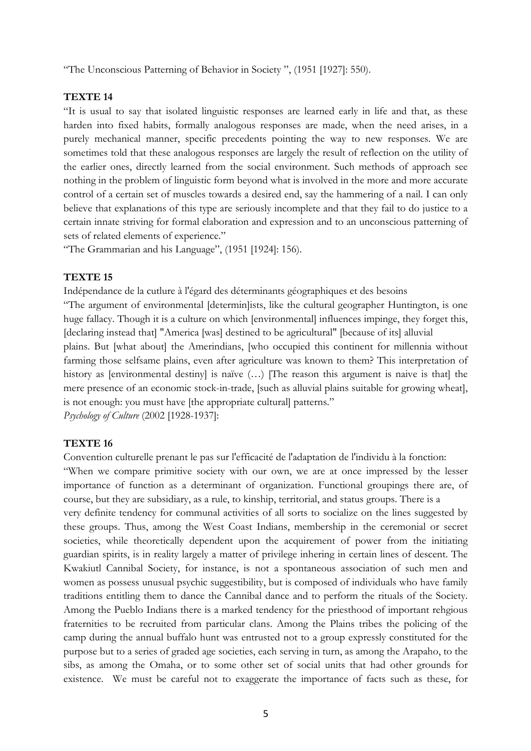"The Unconscious Patterning of Behavior in Society ", (1951 [1927]: 550).

**TEXTE 14**

"It is usual to say that isolated linguistic responses are learned early in life and that, as these harden into fixed habits, formally analogous responses are made, when the need arises, in a purely mechanical manner, specific precedents pointing the way to new responses. We are sometimes told that these analogous responses are largely the result of reflection on the utility of the earlier ones, directly learned from the social environment. Such methods of approach see nothing in the problem of linguistic form beyond what is involved in the more and more accurate control of a certain set of muscles towards a desired end, say the hammering of a nail. I can only believe that explanations of this type are seriously incomplete and that they fail to do justice to a certain innate striving for formal elaboration and expression and to an unconscious patterning of sets of related elements of experience."

"The Grammarian and his Language", (1951 [1924]: 156).

**TEXTE 15**

Indépendance de la cutlure à l'égard des déterminants géographiques et des besoins

"The argument of environmental [determin]ists, like the cultural geographer Huntington, is one huge fallacy. Though it is a culture on which [environmental] influences impinge, they forget this, [declaring instead that] "America [was] destined to be agricultural" [because of its] alluvial plains. But [what about] the Amerindians, [who occupied this continent for millennia without farming those selfsame plains, even after agriculture was known to them? This interpretation of history as [environmental destiny] is naïve (…) [The reason this argument is naive is that] the mere presence of an economic stock-in-trade, [such as alluvial plains suitable for growing wheat], is not enough: you must have [the appropriate cultural] patterns."

*Psychology of Culture* (2002 [1928-1937]:

**TEXTE 16**

Convention culturelle prenant le pas sur l'efficacité de l'adaptation de l'individu à la fonction:

"When we compare primitive society with our own, we are at once impressed by the lesser importance of function as a determinant of organization. Functional groupings there are, of course, but they are subsidiary, as a rule, to kinship, territorial, and status groups. There is a very definite tendency for communal activities of all sorts to socialize on the lines suggested by these groups. Thus, among the West Coast Indians, membership in the ceremonial or secret societies, while theoretically dependent upon the acquirement of power from the initiating guardian spirits, is in reality largely a matter of privilege inhering in certain lines of descent. The Kwakiutl Cannibal Society, for instance, is not a spontaneous association of such men and women as possess unusual psychic suggestibility, but is composed of individuals who have family traditions entitling them to dance the Cannibal dance and to perform the rituals of the Society. Among the Pueblo Indians there is a marked tendency for the priesthood of important rehgious fraternities to be recruited from particular clans. Among the Plains tribes the policing of the camp during the annual buffalo hunt was entrusted not to a group expressly constituted for the purpose but to a series of graded age societies, each serving in turn, as among the Arapaho, to the sibs, as among the Omaha, or to some other set of social units that had other grounds for existence. We must be careful not to exaggerate the importance of facts such as these, for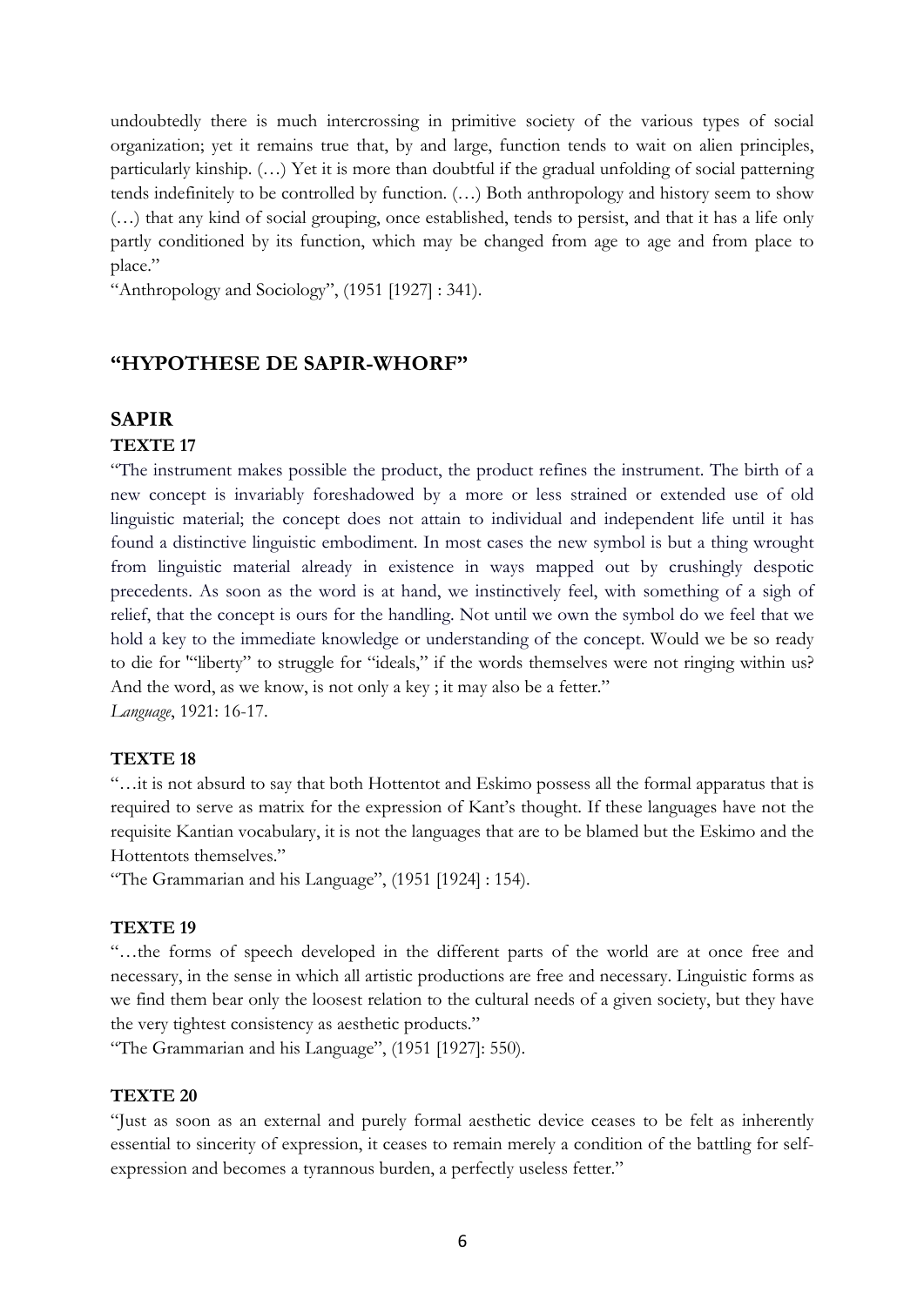undoubtedly there is much intercrossing in primitive society of the various types of social organization; yet it remains true that, by and large, function tends to wait on alien principles, particularly kinship. (…) Yet it is more than doubtful if the gradual unfolding of social patterning tends indefinitely to be controlled by function. (…) Both anthropology and history seem to show (…) that any kind of social grouping, once established, tends to persist, and that it has a life only partly conditioned by its function, which may be changed from age to age and from place to place."

"Anthropology and Sociology", (1951 [1927] : 341).

## "HYPOTHESE DE SAPIR-WHORF"

## SAPIR

### TEXTE 17

"The instrument makes possible the product, the product refines the instrument. The birth of a new concept is invariably foreshadowed by a more or less strained or extended use of old linguistic material; the concept does not attain to individual and independent life until it has found a distinctive linguistic embodiment. In most cases the new symbol is but a thing wrought from linguistic material already in existence in ways mapped out by crushingly despotic precedents. As soon as the word is at hand, we instinctively feel, with something of a sigh of relief, that the concept is ours for the handling. Not until we own the symbol do we feel that we hold a key to the immediate knowledge or understanding of the concept. Would we be so ready to die for '"liberty" to struggle for "ideals," if the words themselves were not ringing within us? And the word, as we know, is not only a key ; it may also be a fetter."

*Language*, 1921: 16-17.

### TEXTE 18

"…it is not absurd to say that both Hottentot and Eskimo possess all the formal apparatus that is required to serve as matrix for the expression of Kant's thought. If these languages have not the requisite Kantian vocabulary, it is not the languages that are to be blamed but the Eskimo and the Hottentots themselves."

"The Grammarian and his Language", (1951 [1924] : 154).

### TEXTE 19

"…the forms of speech developed in the different parts of the world are at once free and necessary, in the sense in which all artistic productions are free and necessary. Linguistic forms as we find them bear only the loosest relation to the cultural needs of a given society, but they have the very tightest consistency as aesthetic products."

"The Grammarian and his Language", (1951 [1927]: 550).

### TEXTE 20

"Just as soon as an external and purely formal aesthetic device ceases to be felt as inherently essential to sincerity of expression, it ceases to remain merely a condition of the battling for self-expression and becomes a tyrannous burden, a perfectly useless fetter."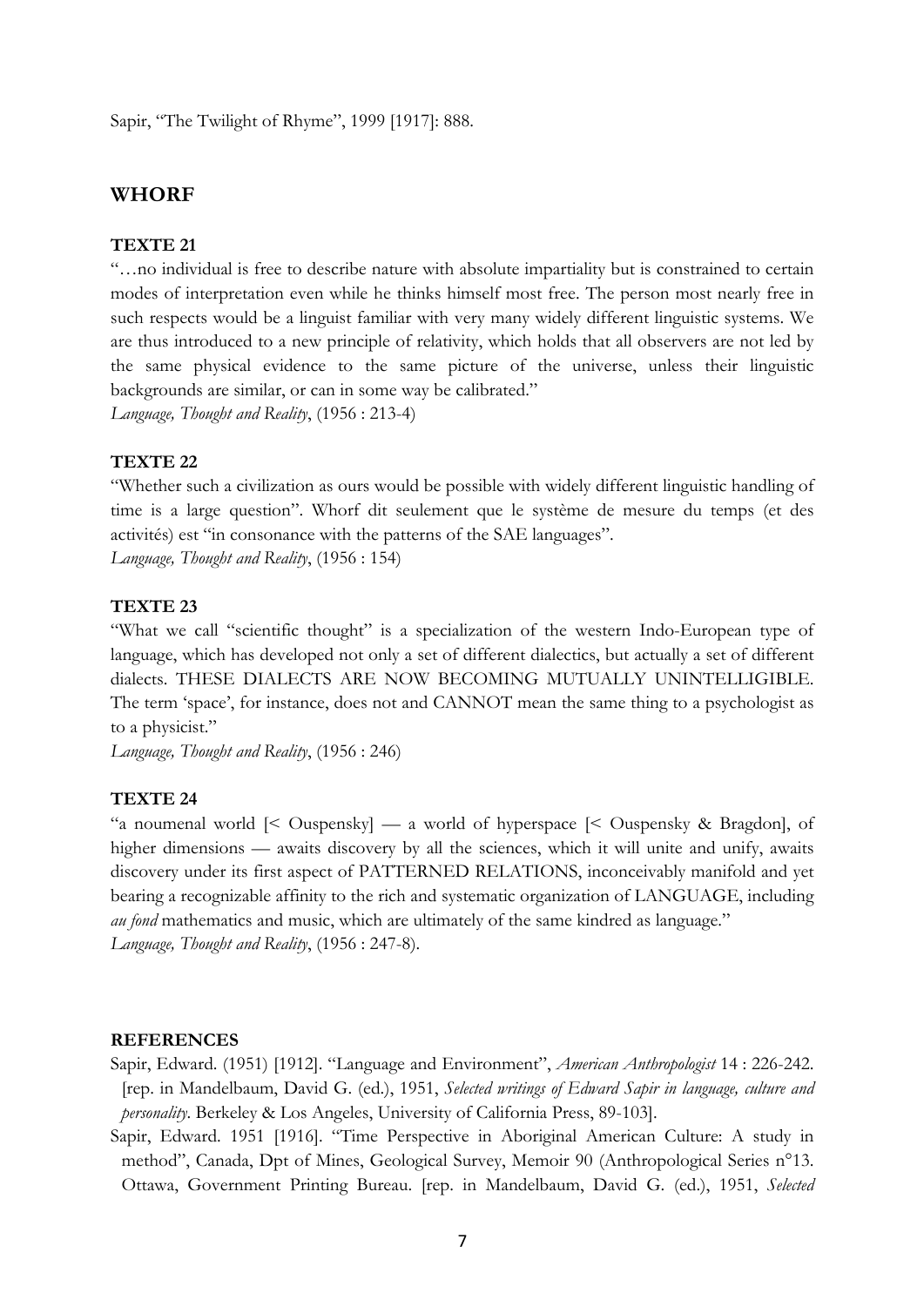Sapir, "The Twilight of Rhyme", 1999 [1917]: 888.

## WHORF

**TEXTE 21**

"…no individual is free to describe nature with absolute impartiality but is constrained to certain modes of interpretation even while he thinks himself most free. The person most nearly free in such respects would be a linguist familiar with very many widely different linguistic systems. We are thus introduced to a new principle of relativity, which holds that all observers are not led by the same physical evidence to the same picture of the universe, unless their linguistic backgrounds are similar, or can in some way be calibrated."
*Language, Thought and Reality*, (1956 : 213-4)

**TEXTE 22**

"Whether such a civilization as ours would be possible with widely different linguistic handling of time is a large question". Whorf dit seulement que le système de mesure du temps (et des activités) est "in consonance with the patterns of the SAE languages".
*Language, Thought and Reality*, (1956 : 154)

**TEXTE 23**

"What we call "scientific thought" is a specialization of the western Indo-European type of language, which has developed not only a set of different dialectics, but actually a set of different dialects. THESE DIALECTS ARE NOW BECOMING MUTUALLY UNINTELLIGIBLE. The term 'space', for instance, does not and CANNOT mean the same thing to a psychologist as to a physicist."
*Language, Thought and Reality*, (1956 : 246)

**TEXTE 24**

"a noumenal world [< Ouspensky] — a world of hyperspace [< Ouspensky & Bragdon], of higher dimensions — awaits discovery by all the sciences, which it will unite and unify, awaits discovery under its first aspect of PATTERNED RELATIONS, inconceivably manifold and yet bearing a recognizable affinity to the rich and systematic organization of LANGUAGE, including *au fond* mathematics and music, which are ultimately of the same kindred as language."
*Language, Thought and Reality*, (1956 : 247-8).

**REFERENCES**

Sapir, Edward. (1951) [1912]. "Language and Environment", *American Anthropologist* 14 : 226-242. [rep. in Mandelbaum, David G. (ed.), 1951, *Selected writings of Edward Sapir in language, culture and personality*. Berkeley & Los Angeles, University of California Press, 89-103].

Sapir, Edward. 1951 [1916]. "Time Perspective in Aboriginal American Culture: A study in method", Canada, Dpt of Mines, Geological Survey, Memoir 90 (Anthropological Series n°13. Ottawa, Government Printing Bureau. [rep. in Mandelbaum, David G. (ed.), 1951, *Selected*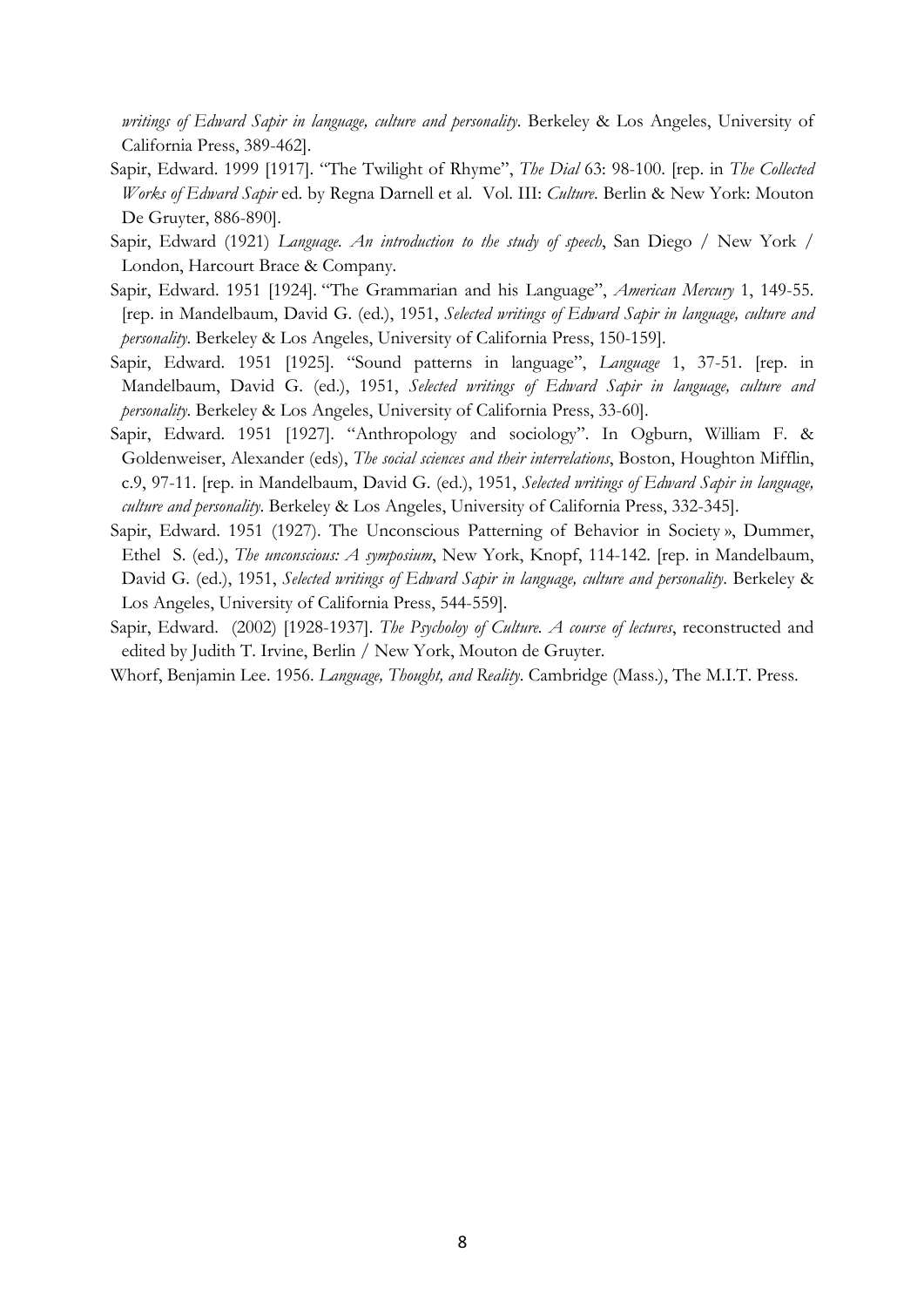*writings of Edward Sapir in language, culture and personality*. Berkeley & Los Angeles, University of California Press, 389-462].

Sapir, Edward. 1999 [1917]. "The Twilight of Rhyme", *The Dial* 63: 98-100. [rep. in *The Collected Works of Edward Sapir* ed. by Regna Darnell et al. Vol. III: *Culture*. Berlin & New York: Mouton De Gruyter, 886-890].

Sapir, Edward (1921) *Language. An introduction to the study of speech*, San Diego / New York / London, Harcourt Brace & Company.

Sapir, Edward. 1951 [1924]. "The Grammarian and his Language", *American Mercury* 1, 149-55. [rep. in Mandelbaum, David G. (ed.), 1951, *Selected writings of Edward Sapir in language, culture and personality*. Berkeley & Los Angeles, University of California Press, 150-159].

Sapir, Edward. 1951 [1925]. "Sound patterns in language", *Language* 1, 37-51. [rep. in Mandelbaum, David G. (ed.), 1951, *Selected writings of Edward Sapir in language, culture and personality*. Berkeley & Los Angeles, University of California Press, 33-60].

Sapir, Edward. 1951 [1927]. "Anthropology and sociology". In Ogburn, William F. & Goldenweiser, Alexander (eds), *The social sciences and their interrelations*, Boston, Houghton Mifflin, c.9, 97-11. [rep. in Mandelbaum, David G. (ed.), 1951, *Selected writings of Edward Sapir in language, culture and personality*. Berkeley & Los Angeles, University of California Press, 332-345].

Sapir, Edward. 1951 (1927). The Unconscious Patterning of Behavior in Society », Dummer, Ethel S. (ed.), *The unconscious: A symposium*, New York, Knopf, 114-142. [rep. in Mandelbaum, David G. (ed.), 1951, *Selected writings of Edward Sapir in language, culture and personality*. Berkeley & Los Angeles, University of California Press, 544-559].

Sapir, Edward. (2002) [1928-1937]. *The Psycholoy of Culture. A course of lectures*, reconstructed and edited by Judith T. Irvine, Berlin / New York, Mouton de Gruyter.

Whorf, Benjamin Lee. 1956. *Language, Thought, and Reality*. Cambridge (Mass.), The M.I.T. Press.